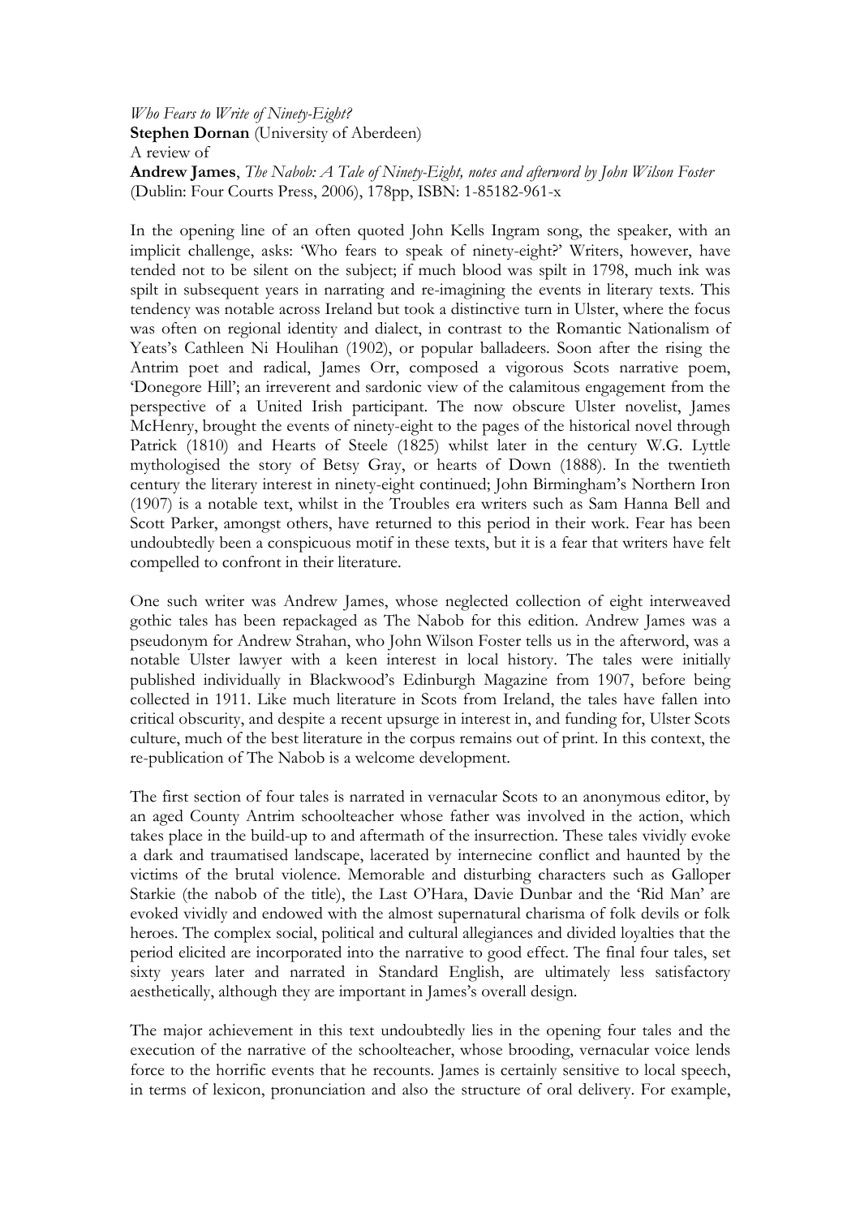*Who Fears to Write of Ninety-Eight?*
**Stephen Dornan** (University of Aberdeen)
A review of
**Andrew James**, *The Nabob: A Tale of Ninety-Eight, notes and afterword by John Wilson Foster* (Dublin: Four Courts Press, 2006), 178pp, ISBN: 1-85182-961-x

In the opening line of an often quoted John Kells Ingram song, the speaker, with an implicit challenge, asks: 'Who fears to speak of ninety-eight?' Writers, however, have tended not to be silent on the subject; if much blood was spilt in 1798, much ink was spilt in subsequent years in narrating and re-imagining the events in literary texts. This tendency was notable across Ireland but took a distinctive turn in Ulster, where the focus was often on regional identity and dialect, in contrast to the Romantic Nationalism of Yeats's Cathleen Ni Houlihan (1902), or popular balladeers. Soon after the rising the Antrim poet and radical, James Orr, composed a vigorous Scots narrative poem, 'Donegore Hill'; an irreverent and sardonic view of the calamitous engagement from the perspective of a United Irish participant. The now obscure Ulster novelist, James McHenry, brought the events of ninety-eight to the pages of the historical novel through Patrick (1810) and Hearts of Steele (1825) whilst later in the century W.G. Lyttle mythologised the story of Betsy Gray, or hearts of Down (1888). In the twentieth century the literary interest in ninety-eight continued; John Birmingham's Northern Iron (1907) is a notable text, whilst in the Troubles era writers such as Sam Hanna Bell and Scott Parker, amongst others, have returned to this period in their work. Fear has been undoubtedly been a conspicuous motif in these texts, but it is a fear that writers have felt compelled to confront in their literature.

One such writer was Andrew James, whose neglected collection of eight interweaved gothic tales has been repackaged as The Nabob for this edition. Andrew James was a pseudonym for Andrew Strahan, who John Wilson Foster tells us in the afterword, was a notable Ulster lawyer with a keen interest in local history. The tales were initially published individually in Blackwood's Edinburgh Magazine from 1907, before being collected in 1911. Like much literature in Scots from Ireland, the tales have fallen into critical obscurity, and despite a recent upsurge in interest in, and funding for, Ulster Scots culture, much of the best literature in the corpus remains out of print. In this context, the re-publication of The Nabob is a welcome development.

The first section of four tales is narrated in vernacular Scots to an anonymous editor, by an aged County Antrim schoolteacher whose father was involved in the action, which takes place in the build-up to and aftermath of the insurrection. These tales vividly evoke a dark and traumatised landscape, lacerated by internecine conflict and haunted by the victims of the brutal violence. Memorable and disturbing characters such as Galloper Starkie (the nabob of the title), the Last O'Hara, Davie Dunbar and the 'Rid Man' are evoked vividly and endowed with the almost supernatural charisma of folk devils or folk heroes. The complex social, political and cultural allegiances and divided loyalties that the period elicited are incorporated into the narrative to good effect. The final four tales, set sixty years later and narrated in Standard English, are ultimately less satisfactory aesthetically, although they are important in James's overall design.

The major achievement in this text undoubtedly lies in the opening four tales and the execution of the narrative of the schoolteacher, whose brooding, vernacular voice lends force to the horrific events that he recounts. James is certainly sensitive to local speech, in terms of lexicon, pronunciation and also the structure of oral delivery. For example,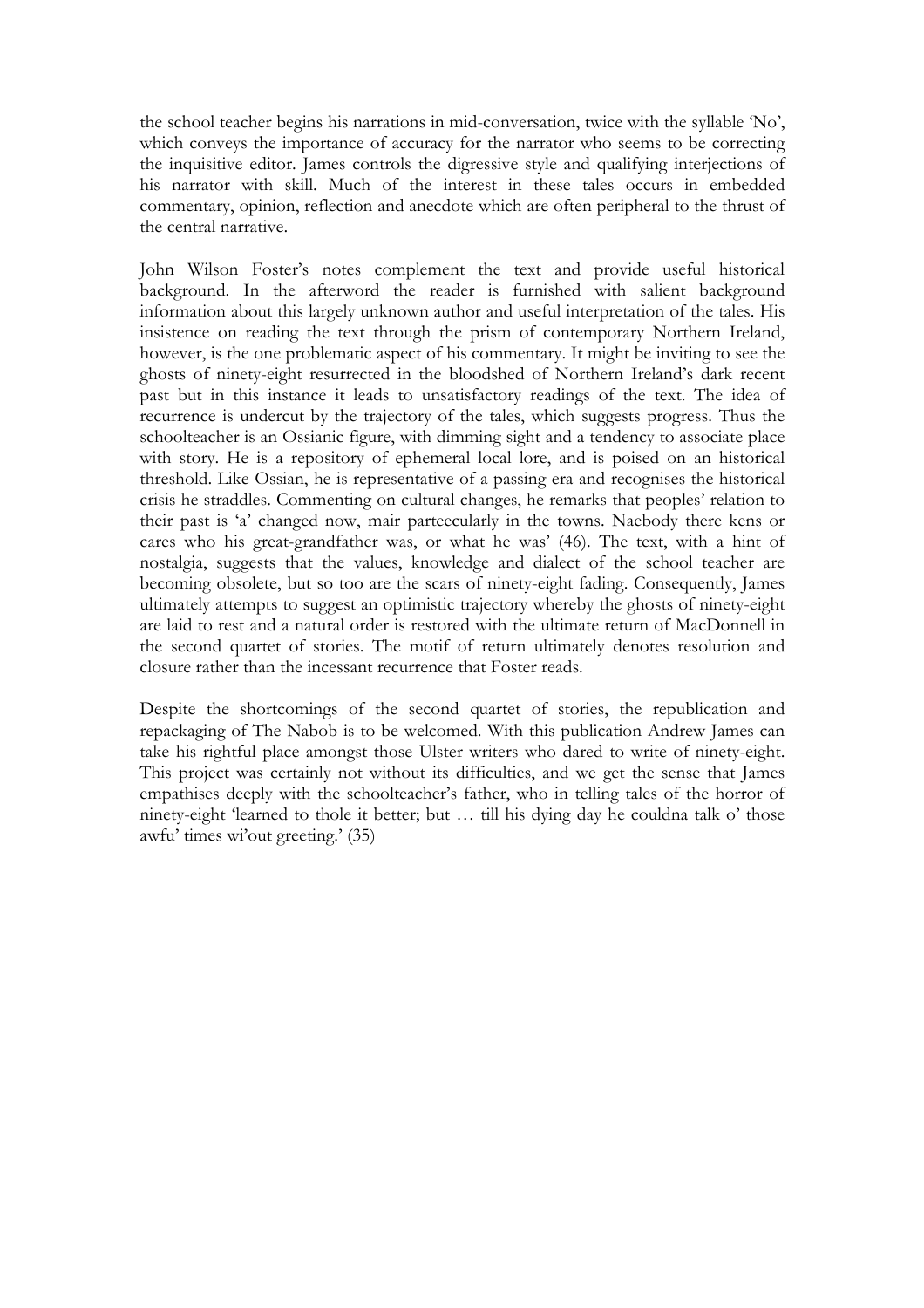the school teacher begins his narrations in mid-conversation, twice with the syllable 'No', which conveys the importance of accuracy for the narrator who seems to be correcting the inquisitive editor. James controls the digressive style and qualifying interjections of his narrator with skill. Much of the interest in these tales occurs in embedded commentary, opinion, reflection and anecdote which are often peripheral to the thrust of the central narrative.

John Wilson Foster's notes complement the text and provide useful historical background. In the afterword the reader is furnished with salient background information about this largely unknown author and useful interpretation of the tales. His insistence on reading the text through the prism of contemporary Northern Ireland, however, is the one problematic aspect of his commentary. It might be inviting to see the ghosts of ninety-eight resurrected in the bloodshed of Northern Ireland's dark recent past but in this instance it leads to unsatisfactory readings of the text. The idea of recurrence is undercut by the trajectory of the tales, which suggests progress. Thus the schoolteacher is an Ossianic figure, with dimming sight and a tendency to associate place with story. He is a repository of ephemeral local lore, and is poised on an historical threshold. Like Ossian, he is representative of a passing era and recognises the historical crisis he straddles. Commenting on cultural changes, he remarks that peoples' relation to their past is 'a' changed now, mair parteecularly in the towns. Naebody there kens or cares who his great-grandfather was, or what he was' (46). The text, with a hint of nostalgia, suggests that the values, knowledge and dialect of the school teacher are becoming obsolete, but so too are the scars of ninety-eight fading. Consequently, James ultimately attempts to suggest an optimistic trajectory whereby the ghosts of ninety-eight are laid to rest and a natural order is restored with the ultimate return of MacDonnell in the second quartet of stories. The motif of return ultimately denotes resolution and closure rather than the incessant recurrence that Foster reads.

Despite the shortcomings of the second quartet of stories, the republication and repackaging of The Nabob is to be welcomed. With this publication Andrew James can take his rightful place amongst those Ulster writers who dared to write of ninety-eight. This project was certainly not without its difficulties, and we get the sense that James empathises deeply with the schoolteacher's father, who in telling tales of the horror of ninety-eight 'learned to thole it better; but … till his dying day he couldna talk o' those awfu' times wi'out greeting.' (35)